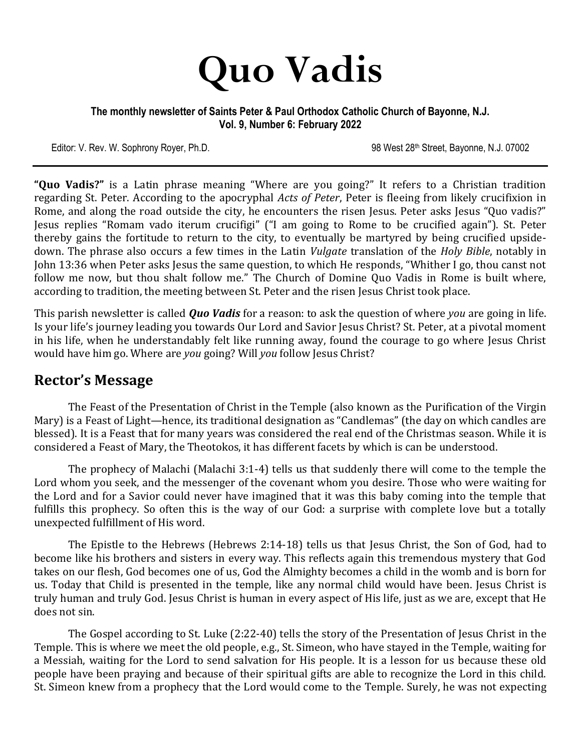# Quo Vadis

**The monthly newsletter of Saints Peter & Paul Orthodox Catholic Church of Bayonne, N.J.**
**Vol. 9, Number 6: February 2022**

Editor: V. Rev. W. Sophrony Royer, Ph.D.

98 West 28th Street, Bayonne, N.J. 07002

---

**"Quo Vadis?"** is a Latin phrase meaning "Where are you going?" It refers to a Christian tradition regarding St. Peter. According to the apocryphal *Acts of Peter*, Peter is fleeing from likely crucifixion in Rome, and along the road outside the city, he encounters the risen Jesus. Peter asks Jesus "Quo vadis?" Jesus replies "Romam vado iterum crucifigi" ("I am going to Rome to be crucified again"). St. Peter thereby gains the fortitude to return to the city, to eventually be martyred by being crucified upside-down. The phrase also occurs a few times in the Latin *Vulgate* translation of the *Holy Bible*, notably in John 13:36 when Peter asks Jesus the same question, to which He responds, "Whither I go, thou canst not follow me now, but thou shalt follow me." The Church of Domine Quo Vadis in Rome is built where, according to tradition, the meeting between St. Peter and the risen Jesus Christ took place.

This parish newsletter is called ***Quo Vadis*** for a reason: to ask the question of where *you* are going in life. Is your life's journey leading you towards Our Lord and Savior Jesus Christ? St. Peter, at a pivotal moment in his life, when he understandably felt like running away, found the courage to go where Jesus Christ would have him go. Where are *you* going? Will *you* follow Jesus Christ?

## Rector's Message

The Feast of the Presentation of Christ in the Temple (also known as the Purification of the Virgin Mary) is a Feast of Light—hence, its traditional designation as "Candlemas" (the day on which candles are blessed). It is a Feast that for many years was considered the real end of the Christmas season. While it is considered a Feast of Mary, the Theotokos, it has different facets by which is can be understood.

The prophecy of Malachi (Malachi 3:1-4) tells us that suddenly there will come to the temple the Lord whom you seek, and the messenger of the covenant whom you desire. Those who were waiting for the Lord and for a Savior could never have imagined that it was this baby coming into the temple that fulfills this prophecy. So often this is the way of our God: a surprise with complete love but a totally unexpected fulfillment of His word.

The Epistle to the Hebrews (Hebrews 2:14-18) tells us that Jesus Christ, the Son of God, had to become like his brothers and sisters in every way. This reflects again this tremendous mystery that God takes on our flesh, God becomes one of us, God the Almighty becomes a child in the womb and is born for us. Today that Child is presented in the temple, like any normal child would have been. Jesus Christ is truly human and truly God. Jesus Christ is human in every aspect of His life, just as we are, except that He does not sin.

The Gospel according to St. Luke (2:22-40) tells the story of the Presentation of Jesus Christ in the Temple. This is where we meet the old people, e.g., St. Simeon, who have stayed in the Temple, waiting for a Messiah, waiting for the Lord to send salvation for His people. It is a lesson for us because these old people have been praying and because of their spiritual gifts are able to recognize the Lord in this child. St. Simeon knew from a prophecy that the Lord would come to the Temple. Surely, he was not expecting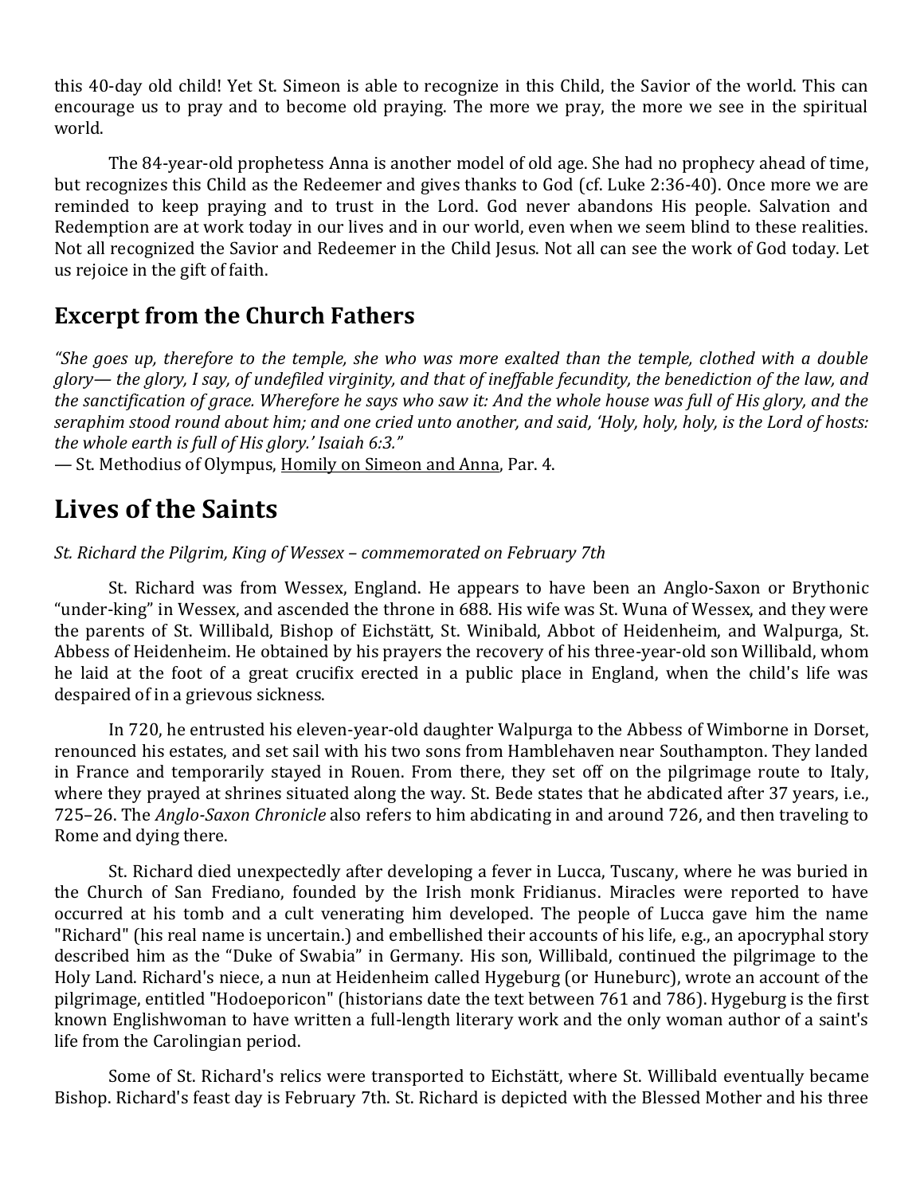this 40-day old child! Yet St. Simeon is able to recognize in this Child, the Savior of the world. This can encourage us to pray and to become old praying. The more we pray, the more we see in the spiritual world.

The 84-year-old prophetess Anna is another model of old age. She had no prophecy ahead of time, but recognizes this Child as the Redeemer and gives thanks to God (cf. Luke 2:36-40). Once more we are reminded to keep praying and to trust in the Lord. God never abandons His people. Salvation and Redemption are at work today in our lives and in our world, even when we seem blind to these realities. Not all recognized the Savior and Redeemer in the Child Jesus. Not all can see the work of God today. Let us rejoice in the gift of faith.

## Excerpt from the Church Fathers

*"She goes up, therefore to the temple, she who was more exalted than the temple, clothed with a double glory— the glory, I say, of undefiled virginity, and that of ineffable fecundity, the benediction of the law, and the sanctification of grace. Wherefore he says who saw it: And the whole house was full of His glory, and the seraphim stood round about him; and one cried unto another, and said, 'Holy, holy, holy, is the Lord of hosts: the whole earth is full of His glory.' Isaiah 6:3."*

— St. Methodius of Olympus, Homily on Simeon and Anna, Par. 4.

# Lives of the Saints

*St. Richard the Pilgrim, King of Wessex – commemorated on February 7th*

St. Richard was from Wessex, England. He appears to have been an Anglo-Saxon or Brythonic "under-king" in Wessex, and ascended the throne in 688. His wife was St. Wuna of Wessex, and they were the parents of St. Willibald, Bishop of Eichstätt, St. Winibald, Abbot of Heidenheim, and Walpurga, St. Abbess of Heidenheim. He obtained by his prayers the recovery of his three-year-old son Willibald, whom he laid at the foot of a great crucifix erected in a public place in England, when the child's life was despaired of in a grievous sickness.

In 720, he entrusted his eleven-year-old daughter Walpurga to the Abbess of Wimborne in Dorset, renounced his estates, and set sail with his two sons from Hamblehaven near Southampton. They landed in France and temporarily stayed in Rouen. From there, they set off on the pilgrimage route to Italy, where they prayed at shrines situated along the way. St. Bede states that he abdicated after 37 years, i.e., 725–26. The *Anglo-Saxon Chronicle* also refers to him abdicating in and around 726, and then traveling to Rome and dying there.

St. Richard died unexpectedly after developing a fever in Lucca, Tuscany, where he was buried in the Church of San Frediano, founded by the Irish monk Fridianus. Miracles were reported to have occurred at his tomb and a cult venerating him developed. The people of Lucca gave him the name "Richard" (his real name is uncertain.) and embellished their accounts of his life, e.g., an apocryphal story described him as the "Duke of Swabia" in Germany. His son, Willibald, continued the pilgrimage to the Holy Land. Richard's niece, a nun at Heidenheim called Hygeburg (or Huneburc), wrote an account of the pilgrimage, entitled "Hodoeporicon" (historians date the text between 761 and 786). Hygeburg is the first known Englishwoman to have written a full-length literary work and the only woman author of a saint's life from the Carolingian period.

Some of St. Richard's relics were transported to Eichstätt, where St. Willibald eventually became Bishop. Richard's feast day is February 7th. St. Richard is depicted with the Blessed Mother and his three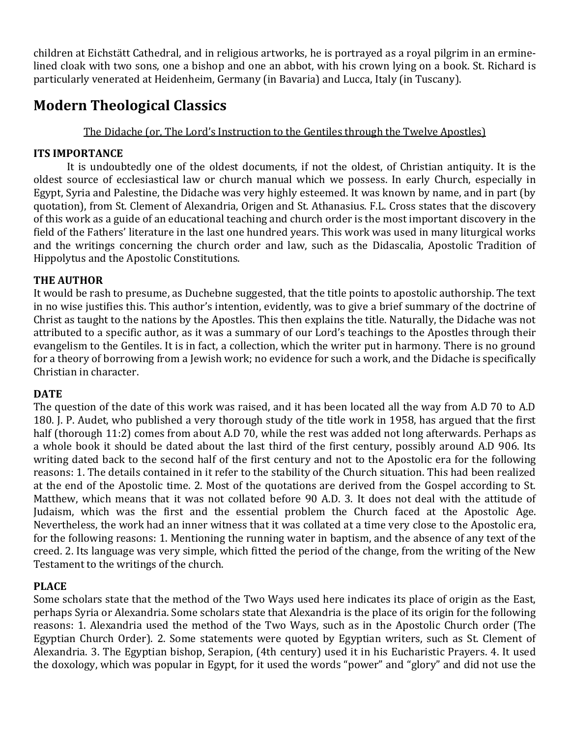children at Eichstätt Cathedral, and in religious artworks, he is portrayed as a royal pilgrim in an ermine-lined cloak with two sons, one a bishop and one an abbot, with his crown lying on a book. St. Richard is particularly venerated at Heidenheim, Germany (in Bavaria) and Lucca, Italy (in Tuscany).

## Modern Theological Classics

<u>The Didache (or, The Lord's Instruction to the Gentiles through the Twelve Apostles)</u>

### ITS IMPORTANCE

It is undoubtedly one of the oldest documents, if not the oldest, of Christian antiquity. It is the oldest source of ecclesiastical law or church manual which we possess. In early Church, especially in Egypt, Syria and Palestine, the Didache was very highly esteemed. It was known by name, and in part (by quotation), from St. Clement of Alexandria, Origen and St. Athanasius. F.L. Cross states that the discovery of this work as a guide of an educational teaching and church order is the most important discovery in the field of the Fathers' literature in the last one hundred years. This work was used in many liturgical works and the writings concerning the church order and law, such as the Didascalia, Apostolic Tradition of Hippolytus and the Apostolic Constitutions.

### THE AUTHOR

It would be rash to presume, as Duchebne suggested, that the title points to apostolic authorship. The text in no wise justifies this. This author's intention, evidently, was to give a brief summary of the doctrine of Christ as taught to the nations by the Apostles. This then explains the title. Naturally, the Didache was not attributed to a specific author, as it was a summary of our Lord's teachings to the Apostles through their evangelism to the Gentiles. It is in fact, a collection, which the writer put in harmony. There is no ground for a theory of borrowing from a Jewish work; no evidence for such a work, and the Didache is specifically Christian in character.

### DATE

The question of the date of this work was raised, and it has been located all the way from A.D 70 to A.D 180. J. P. Audet, who published a very thorough study of the title work in 1958, has argued that the first half (thorough 11:2) comes from about A.D 70, while the rest was added not long afterwards. Perhaps as a whole book it should be dated about the last third of the first century, possibly around A.D 906. Its writing dated back to the second half of the first century and not to the Apostolic era for the following reasons: 1. The details contained in it refer to the stability of the Church situation. This had been realized at the end of the Apostolic time. 2. Most of the quotations are derived from the Gospel according to St. Matthew, which means that it was not collated before 90 A.D. 3. It does not deal with the attitude of Judaism, which was the first and the essential problem the Church faced at the Apostolic Age. Nevertheless, the work had an inner witness that it was collated at a time very close to the Apostolic era, for the following reasons: 1. Mentioning the running water in baptism, and the absence of any text of the creed. 2. Its language was very simple, which fitted the period of the change, from the writing of the New Testament to the writings of the church.

### PLACE

Some scholars state that the method of the Two Ways used here indicates its place of origin as the East, perhaps Syria or Alexandria. Some scholars state that Alexandria is the place of its origin for the following reasons: 1. Alexandria used the method of the Two Ways, such as in the Apostolic Church order (The Egyptian Church Order). 2. Some statements were quoted by Egyptian writers, such as St. Clement of Alexandria. 3. The Egyptian bishop, Serapion, (4th century) used it in his Eucharistic Prayers. 4. It used the doxology, which was popular in Egypt, for it used the words "power" and "glory" and did not use the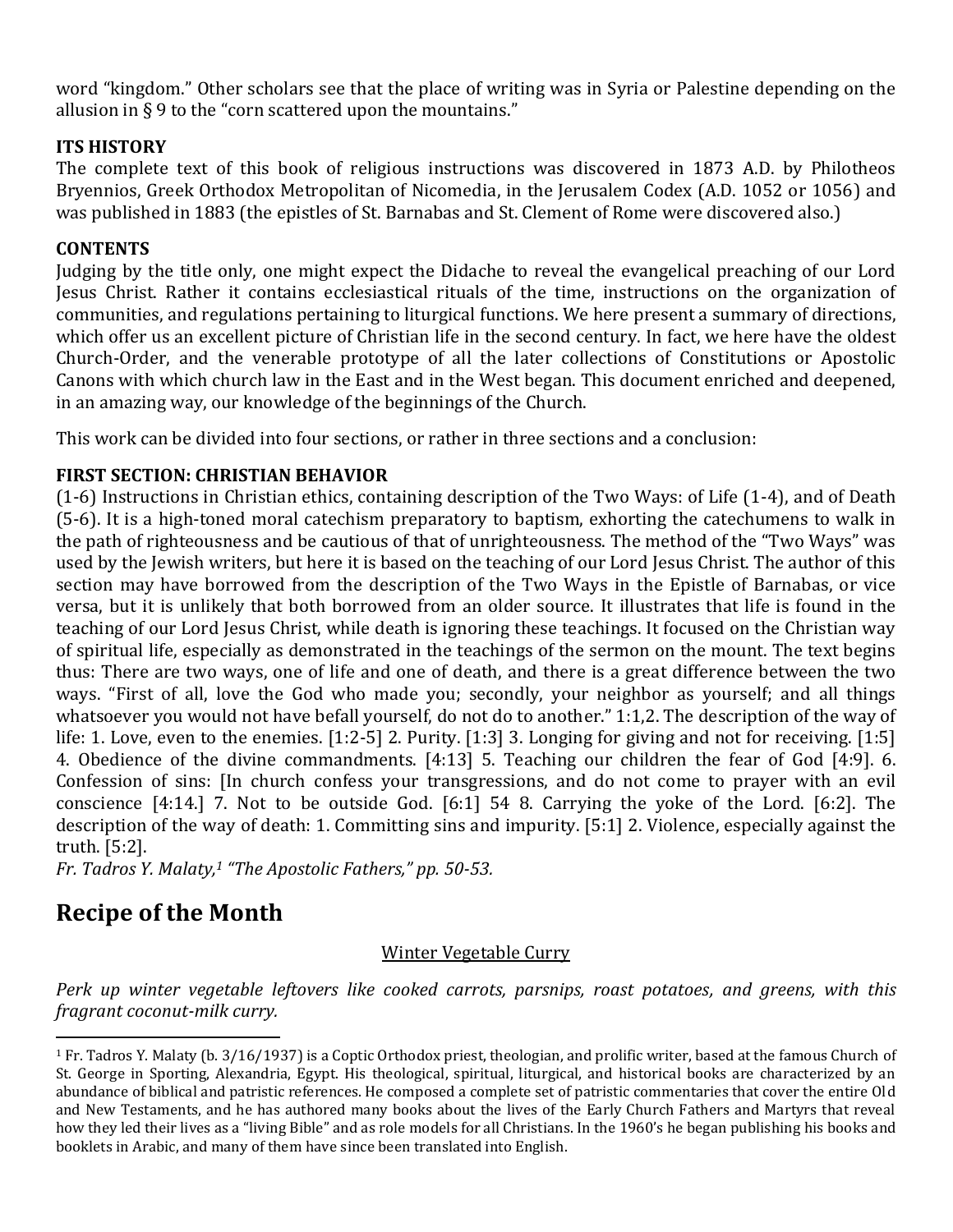word "kingdom." Other scholars see that the place of writing was in Syria or Palestine depending on the allusion in § 9 to the "corn scattered upon the mountains."

**ITS HISTORY**

The complete text of this book of religious instructions was discovered in 1873 A.D. by Philotheos Bryennios, Greek Orthodox Metropolitan of Nicomedia, in the Jerusalem Codex (A.D. 1052 or 1056) and was published in 1883 (the epistles of St. Barnabas and St. Clement of Rome were discovered also.)

**CONTENTS**

Judging by the title only, one might expect the Didache to reveal the evangelical preaching of our Lord Jesus Christ. Rather it contains ecclesiastical rituals of the time, instructions on the organization of communities, and regulations pertaining to liturgical functions. We here present a summary of directions, which offer us an excellent picture of Christian life in the second century. In fact, we here have the oldest Church-Order, and the venerable prototype of all the later collections of Constitutions or Apostolic Canons with which church law in the East and in the West began. This document enriched and deepened, in an amazing way, our knowledge of the beginnings of the Church.

This work can be divided into four sections, or rather in three sections and a conclusion:

**FIRST SECTION: CHRISTIAN BEHAVIOR**

(1-6) Instructions in Christian ethics, containing description of the Two Ways: of Life (1-4), and of Death (5-6). It is a high-toned moral catechism preparatory to baptism, exhorting the catechumens to walk in the path of righteousness and be cautious of that of unrighteousness. The method of the "Two Ways" was used by the Jewish writers, but here it is based on the teaching of our Lord Jesus Christ. The author of this section may have borrowed from the description of the Two Ways in the Epistle of Barnabas, or vice versa, but it is unlikely that both borrowed from an older source. It illustrates that life is found in the teaching of our Lord Jesus Christ, while death is ignoring these teachings. It focused on the Christian way of spiritual life, especially as demonstrated in the teachings of the sermon on the mount. The text begins thus: There are two ways, one of life and one of death, and there is a great difference between the two ways. "First of all, love the God who made you; secondly, your neighbor as yourself; and all things whatsoever you would not have befall yourself, do not do to another." 1:1,2. The description of the way of life: 1. Love, even to the enemies. [1:2-5] 2. Purity. [1:3] 3. Longing for giving and not for receiving. [1:5] 4. Obedience of the divine commandments. [4:13] 5. Teaching our children the fear of God [4:9]. 6. Confession of sins: [In church confess your transgressions, and do not come to prayer with an evil conscience [4:14.] 7. Not to be outside God. [6:1] 54 8. Carrying the yoke of the Lord. [6:2]. The description of the way of death: 1. Committing sins and impurity. [5:1] 2. Violence, especially against the truth. [5:2].

*Fr. Tadros Y. Malaty,[1] "The Apostolic Fathers," pp. 50-53.*

# Recipe of the Month

Winter Vegetable Curry

*Perk up winter vegetable leftovers like cooked carrots, parsnips, roast potatoes, and greens, with this fragrant coconut-milk curry.*

[1] Fr. Tadros Y. Malaty (b. 3/16/1937) is a Coptic Orthodox priest, theologian, and prolific writer, based at the famous Church of St. George in Sporting, Alexandria, Egypt. His theological, spiritual, liturgical, and historical books are characterized by an abundance of biblical and patristic references. He composed a complete set of patristic commentaries that cover the entire Old and New Testaments, and he has authored many books about the lives of the Early Church Fathers and Martyrs that reveal how they led their lives as a "living Bible" and as role models for all Christians. In the 1960's he began publishing his books and booklets in Arabic, and many of them have since been translated into English.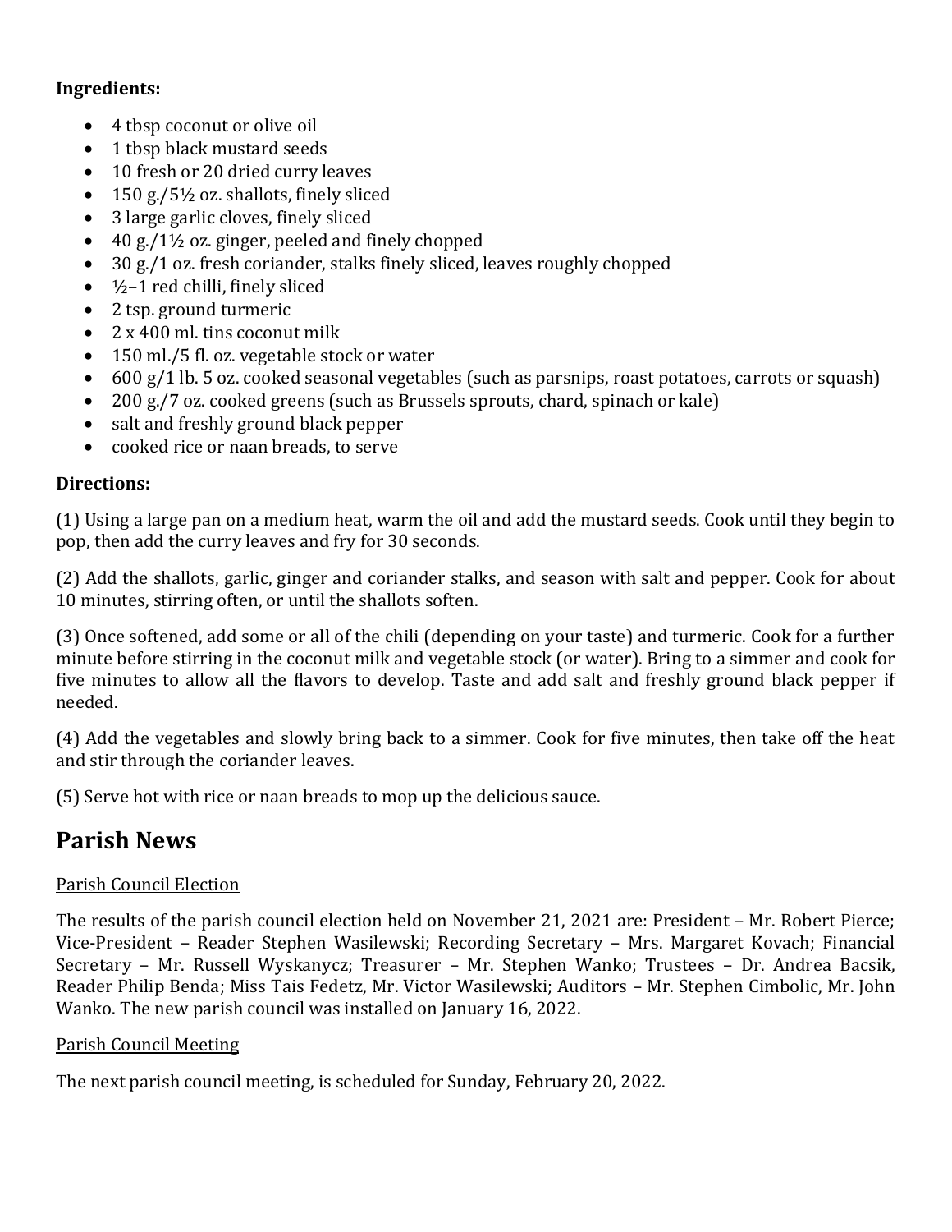**Ingredients:**

- 4 tbsp coconut or olive oil
- 1 tbsp black mustard seeds
- 10 fresh or 20 dried curry leaves
- 150 g./5½ oz. shallots, finely sliced
- 3 large garlic cloves, finely sliced
- 40 g./1½ oz. ginger, peeled and finely chopped
- 30 g./1 oz. fresh coriander, stalks finely sliced, leaves roughly chopped
- ½–1 red chilli, finely sliced
- 2 tsp. ground turmeric
- 2 x 400 ml. tins coconut milk
- 150 ml./5 fl. oz. vegetable stock or water
- 600 g/1 lb. 5 oz. cooked seasonal vegetables (such as parsnips, roast potatoes, carrots or squash)
- 200 g./7 oz. cooked greens (such as Brussels sprouts, chard, spinach or kale)
- salt and freshly ground black pepper
- cooked rice or naan breads, to serve

**Directions:**

(1) Using a large pan on a medium heat, warm the oil and add the mustard seeds. Cook until they begin to pop, then add the curry leaves and fry for 30 seconds.

(2) Add the shallots, garlic, ginger and coriander stalks, and season with salt and pepper. Cook for about 10 minutes, stirring often, or until the shallots soften.

(3) Once softened, add some or all of the chili (depending on your taste) and turmeric. Cook for a further minute before stirring in the coconut milk and vegetable stock (or water). Bring to a simmer and cook for five minutes to allow all the flavors to develop. Taste and add salt and freshly ground black pepper if needed.

(4) Add the vegetables and slowly bring back to a simmer. Cook for five minutes, then take off the heat and stir through the coriander leaves.

(5) Serve hot with rice or naan breads to mop up the delicious sauce.

## Parish News

Parish Council Election

The results of the parish council election held on November 21, 2021 are: President – Mr. Robert Pierce; Vice-President – Reader Stephen Wasilewski; Recording Secretary – Mrs. Margaret Kovach; Financial Secretary – Mr. Russell Wyskanycz; Treasurer – Mr. Stephen Wanko; Trustees – Dr. Andrea Bacsik, Reader Philip Benda; Miss Tais Fedetz, Mr. Victor Wasilewski; Auditors – Mr. Stephen Cimbolic, Mr. John Wanko. The new parish council was installed on January 16, 2022.

Parish Council Meeting

The next parish council meeting, is scheduled for Sunday, February 20, 2022.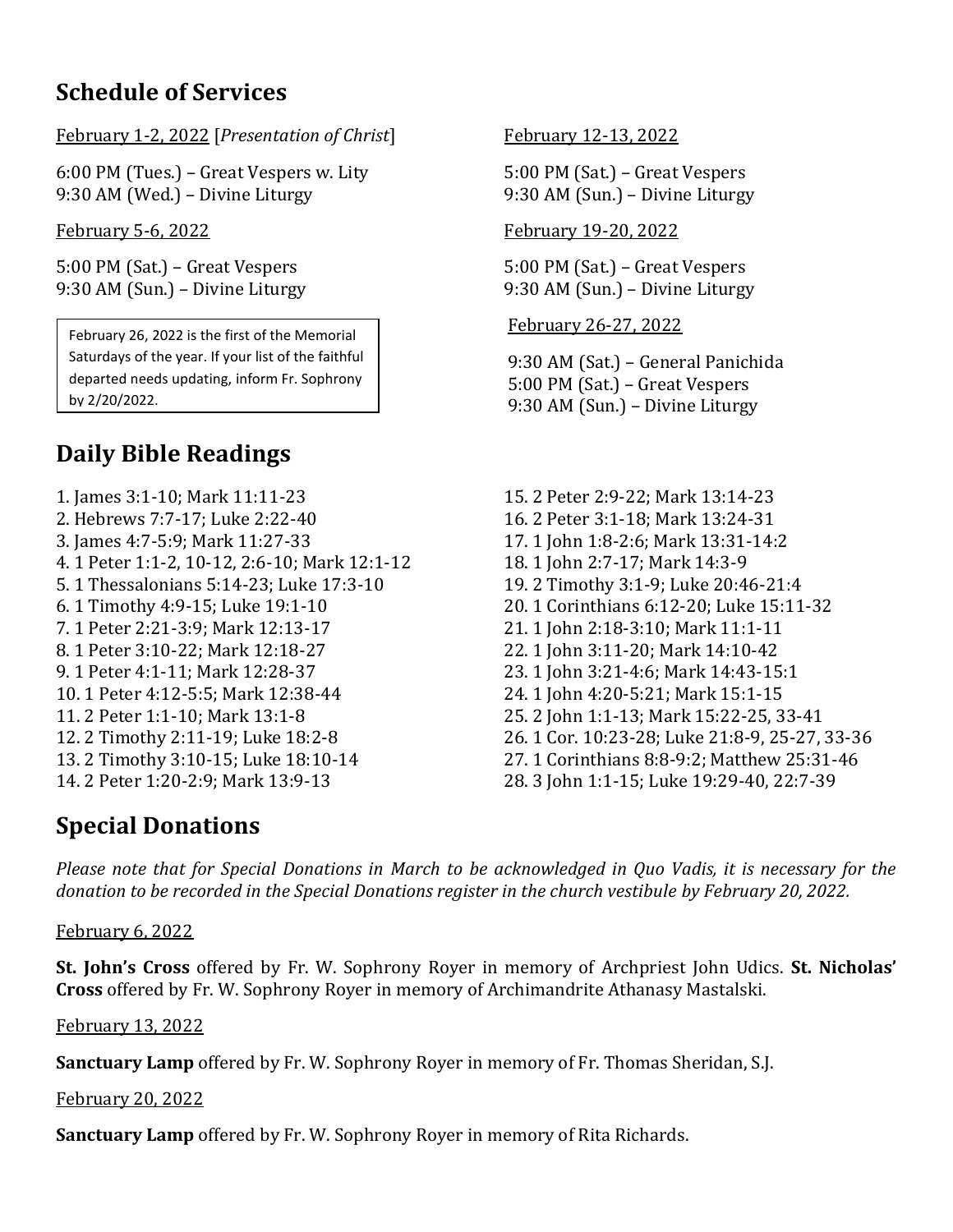## Schedule of Services

February 1-2, 2022 [*Presentation of Christ*]

6:00 PM (Tues.) – Great Vespers w. Lity
9:30 AM (Wed.) – Divine Liturgy

February 5-6, 2022

5:00 PM (Sat.) – Great Vespers
9:30 AM (Sun.) – Divine Liturgy

February 26, 2022 is the first of the Memorial Saturdays of the year. If your list of the faithful departed needs updating, inform Fr. Sophrony by 2/20/2022.

February 12-13, 2022

5:00 PM (Sat.) – Great Vespers
9:30 AM (Sun.) – Divine Liturgy

February 19-20, 2022

5:00 PM (Sat.) – Great Vespers
9:30 AM (Sun.) – Divine Liturgy

February 26-27, 2022

9:30 AM (Sat.) – General Panichida
5:00 PM (Sat.) – Great Vespers
9:30 AM (Sun.) – Divine Liturgy

## Daily Bible Readings

1. James 3:1-10; Mark 11:11-23
2. Hebrews 7:7-17; Luke 2:22-40
3. James 4:7-5:9; Mark 11:27-33
4. 1 Peter 1:1-2, 10-12, 2:6-10; Mark 12:1-12
5. 1 Thessalonians 5:14-23; Luke 17:3-10
6. 1 Timothy 4:9-15; Luke 19:1-10
7. 1 Peter 2:21-3:9; Mark 12:13-17
8. 1 Peter 3:10-22; Mark 12:18-27
9. 1 Peter 4:1-11; Mark 12:28-37
10. 1 Peter 4:12-5:5; Mark 12:38-44
11. 2 Peter 1:1-10; Mark 13:1-8
12. 2 Timothy 2:11-19; Luke 18:2-8
13. 2 Timothy 3:10-15; Luke 18:10-14
14. 2 Peter 1:20-2:9; Mark 13:9-13
15. 2 Peter 2:9-22; Mark 13:14-23
16. 2 Peter 3:1-18; Mark 13:24-31
17. 1 John 1:8-2:6; Mark 13:31-14:2
18. 1 John 2:7-17; Mark 14:3-9
19. 2 Timothy 3:1-9; Luke 20:46-21:4
20. 1 Corinthians 6:12-20; Luke 15:11-32
21. 1 John 2:18-3:10; Mark 11:1-11
22. 1 John 3:11-20; Mark 14:10-42
23. 1 John 3:21-4:6; Mark 14:43-15:1
24. 1 John 4:20-5:21; Mark 15:1-15
25. 2 John 1:1-13; Mark 15:22-25, 33-41
26. 1 Cor. 10:23-28; Luke 21:8-9, 25-27, 33-36
27. 1 Corinthians 8:8-9:2; Matthew 25:31-46
28. 3 John 1:1-15; Luke 19:29-40, 22:7-39

## Special Donations

*Please note that for Special Donations in March to be acknowledged in Quo Vadis, it is necessary for the donation to be recorded in the Special Donations register in the church vestibule by February 20, 2022.*

February 6, 2022

**St. John's Cross** offered by Fr. W. Sophrony Royer in memory of Archpriest John Udics. **St. Nicholas' Cross** offered by Fr. W. Sophrony Royer in memory of Archimandrite Athanasy Mastalski.

February 13, 2022

**Sanctuary Lamp** offered by Fr. W. Sophrony Royer in memory of Fr. Thomas Sheridan, S.J.

February 20, 2022

**Sanctuary Lamp** offered by Fr. W. Sophrony Royer in memory of Rita Richards.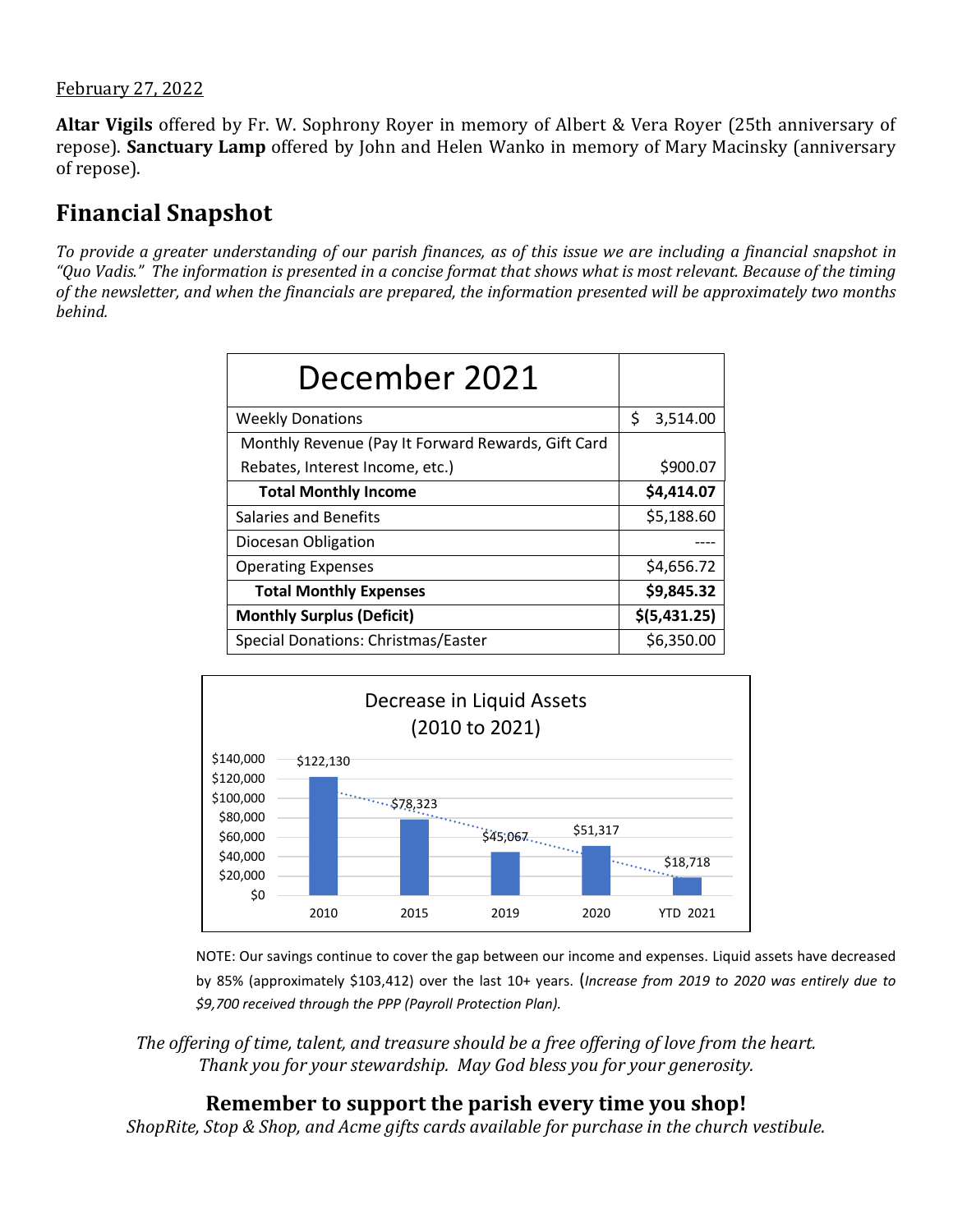February 27, 2022

**Altar Vigils** offered by Fr. W. Sophrony Royer in memory of Albert & Vera Royer (25th anniversary of repose). **Sanctuary Lamp** offered by John and Helen Wanko in memory of Mary Macinsky (anniversary of repose).

## Financial Snapshot

*To provide a greater understanding of our parish finances, as of this issue we are including a financial snapshot in "Quo Vadis." The information is presented in a concise format that shows what is most relevant. Because of the timing of the newsletter, and when the financials are prepared, the information presented will be approximately two months behind.*

| December 2021 | |
|---|---|
| Weekly Donations | $ 3,514.00 |
| Monthly Revenue (Pay It Forward Rewards, Gift Card Rebates, Interest Income, etc.) | $900.07 |
| **Total Monthly Income** | **$4,414.07** |
| Salaries and Benefits | $5,188.60 |
| Diocesan Obligation | ---- |
| Operating Expenses | $4,656.72 |
| **Total Monthly Expenses** | **$9,845.32** |
| **Monthly Surplus (Deficit)** | **$(5,431.25)** |
| Special Donations: Christmas/Easter | $6,350.00 |

Decrease in Liquid Assets (2010 to 2021)

| Year | Liquid Assets |
|---|---|
| 2010 | $122,130 |
| 2015 | $78,323 |
| 2019 | $45,067 |
| 2020 | $51,317 |
| YTD 2021 | $18,718 |

NOTE: Our savings continue to cover the gap between our income and expenses. Liquid assets have decreased by 85% (approximately $103,412) over the last 10+ years. (*Increase from 2019 to 2020 was entirely due to $9,700 received through the PPP (Payroll Protection Plan).*

*The offering of time, talent, and treasure should be a free offering of love from the heart. Thank you for your stewardship. May God bless you for your generosity.*

### Remember to support the parish every time you shop!

*ShopRite, Stop & Shop, and Acme gifts cards available for purchase in the church vestibule.*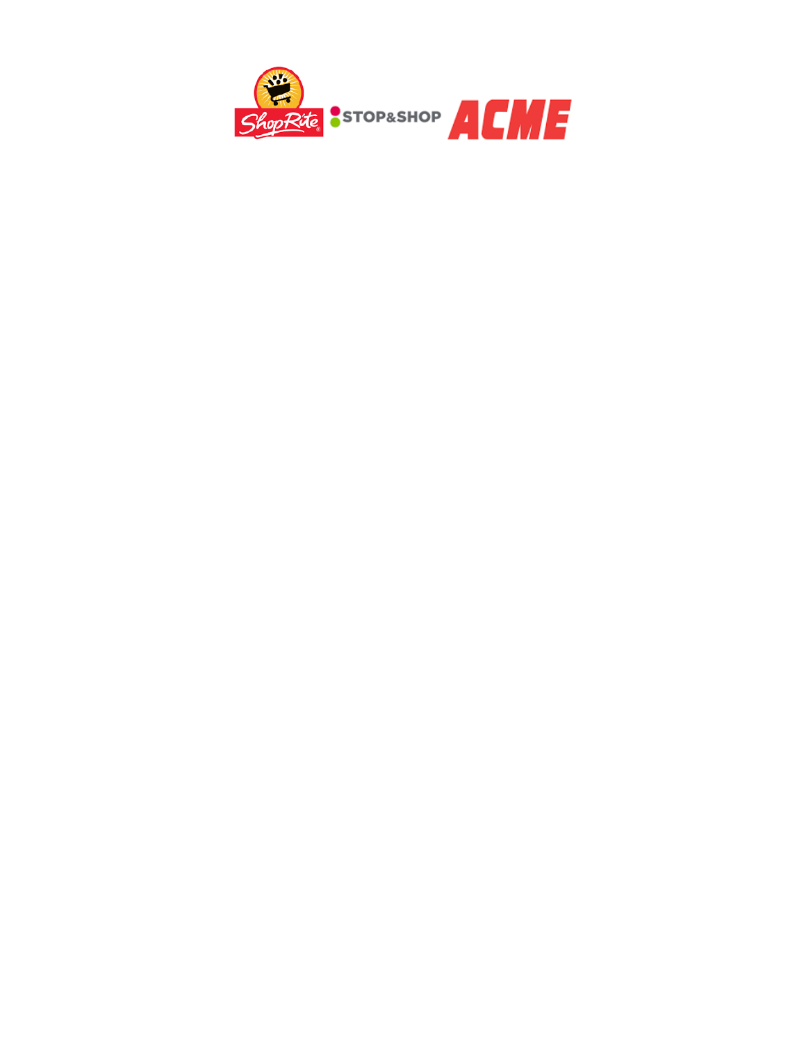ShopRite STOP&SHOP ACME